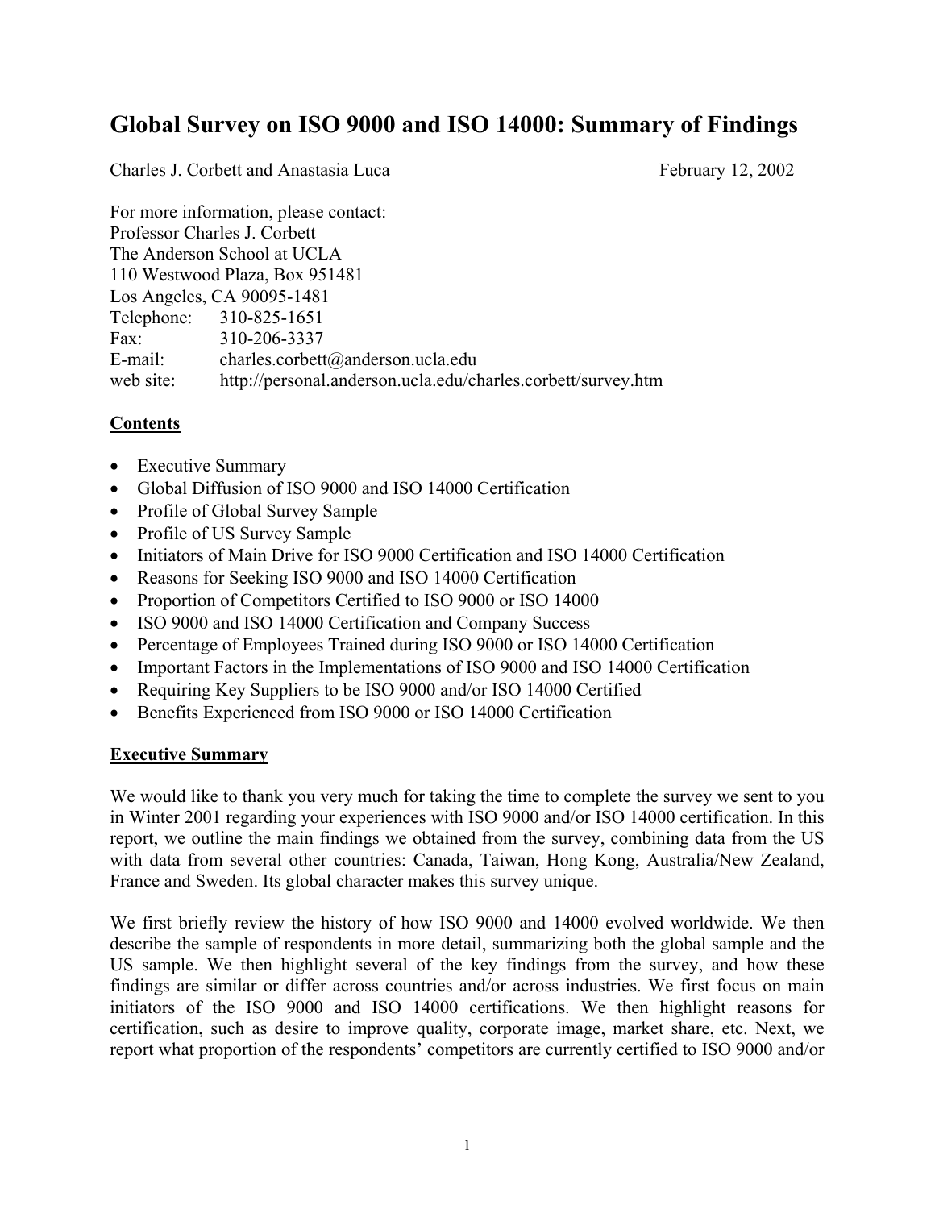# Global Survey on ISO 9000 and ISO 14000: Summary of Findings

Charles J. Corbett and Anastasia Luca February 12, 2002

For more information, please contact:
Professor Charles J. Corbett
The Anderson School at UCLA
110 Westwood Plaza, Box 951481
Los Angeles, CA 90095-1481
Telephone: 310-825-1651
Fax: 310-206-3337
E-mail: charles.corbett@anderson.ucla.edu
web site: http://personal.anderson.ucla.edu/charles.corbett/survey.htm

## Contents

- Executive Summary
- Global Diffusion of ISO 9000 and ISO 14000 Certification
- Profile of Global Survey Sample
- Profile of US Survey Sample
- Initiators of Main Drive for ISO 9000 Certification and ISO 14000 Certification
- Reasons for Seeking ISO 9000 and ISO 14000 Certification
- Proportion of Competitors Certified to ISO 9000 or ISO 14000
- ISO 9000 and ISO 14000 Certification and Company Success
- Percentage of Employees Trained during ISO 9000 or ISO 14000 Certification
- Important Factors in the Implementations of ISO 9000 and ISO 14000 Certification
- Requiring Key Suppliers to be ISO 9000 and/or ISO 14000 Certified
- Benefits Experienced from ISO 9000 or ISO 14000 Certification

## Executive Summary

We would like to thank you very much for taking the time to complete the survey we sent to you in Winter 2001 regarding your experiences with ISO 9000 and/or ISO 14000 certification. In this report, we outline the main findings we obtained from the survey, combining data from the US with data from several other countries: Canada, Taiwan, Hong Kong, Australia/New Zealand, France and Sweden. Its global character makes this survey unique.

We first briefly review the history of how ISO 9000 and 14000 evolved worldwide. We then describe the sample of respondents in more detail, summarizing both the global sample and the US sample. We then highlight several of the key findings from the survey, and how these findings are similar or differ across countries and/or across industries. We first focus on main initiators of the ISO 9000 and ISO 14000 certifications. We then highlight reasons for certification, such as desire to improve quality, corporate image, market share, etc. Next, we report what proportion of the respondents' competitors are currently certified to ISO 9000 and/or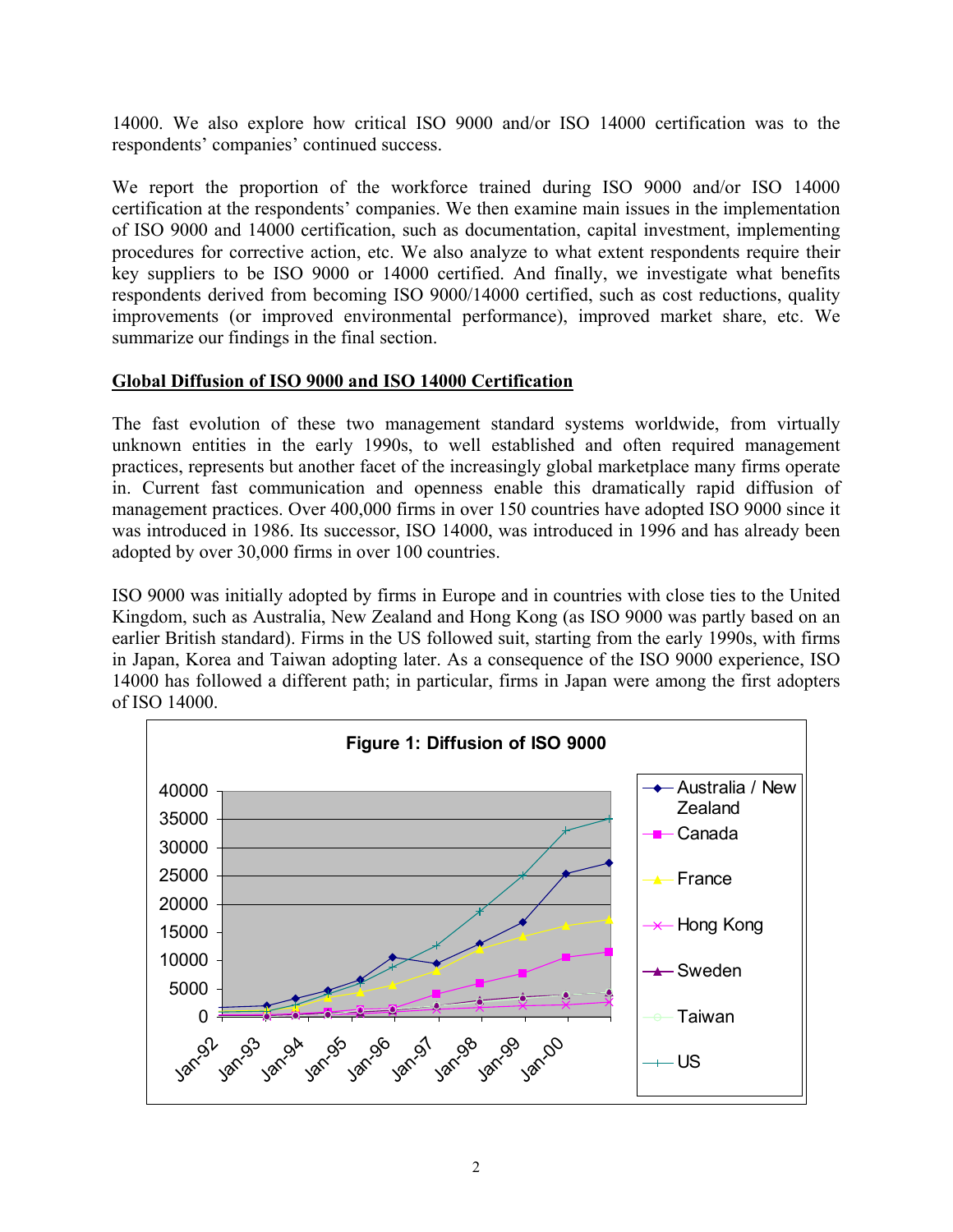14000. We also explore how critical ISO 9000 and/or ISO 14000 certification was to the respondents' companies' continued success.

We report the proportion of the workforce trained during ISO 9000 and/or ISO 14000 certification at the respondents' companies. We then examine main issues in the implementation of ISO 9000 and 14000 certification, such as documentation, capital investment, implementing procedures for corrective action, etc. We also analyze to what extent respondents require their key suppliers to be ISO 9000 or 14000 certified. And finally, we investigate what benefits respondents derived from becoming ISO 9000/14000 certified, such as cost reductions, quality improvements (or improved environmental performance), improved market share, etc. We summarize our findings in the final section.

## Global Diffusion of ISO 9000 and ISO 14000 Certification

The fast evolution of these two management standard systems worldwide, from virtually unknown entities in the early 1990s, to well established and often required management practices, represents but another facet of the increasingly global marketplace many firms operate in. Current fast communication and openness enable this dramatically rapid diffusion of management practices. Over 400,000 firms in over 150 countries have adopted ISO 9000 since it was introduced in 1986. Its successor, ISO 14000, was introduced in 1996 and has already been adopted by over 30,000 firms in over 100 countries.

ISO 9000 was initially adopted by firms in Europe and in countries with close ties to the United Kingdom, such as Australia, New Zealand and Hong Kong (as ISO 9000 was partly based on an earlier British standard). Firms in the US followed suit, starting from the early 1990s, with firms in Japan, Korea and Taiwan adopting later. As a consequence of the ISO 9000 experience, ISO 14000 has followed a different path; in particular, firms in Japan were among the first adopters of ISO 14000.

**Figure 1: Diffusion of ISO 9000**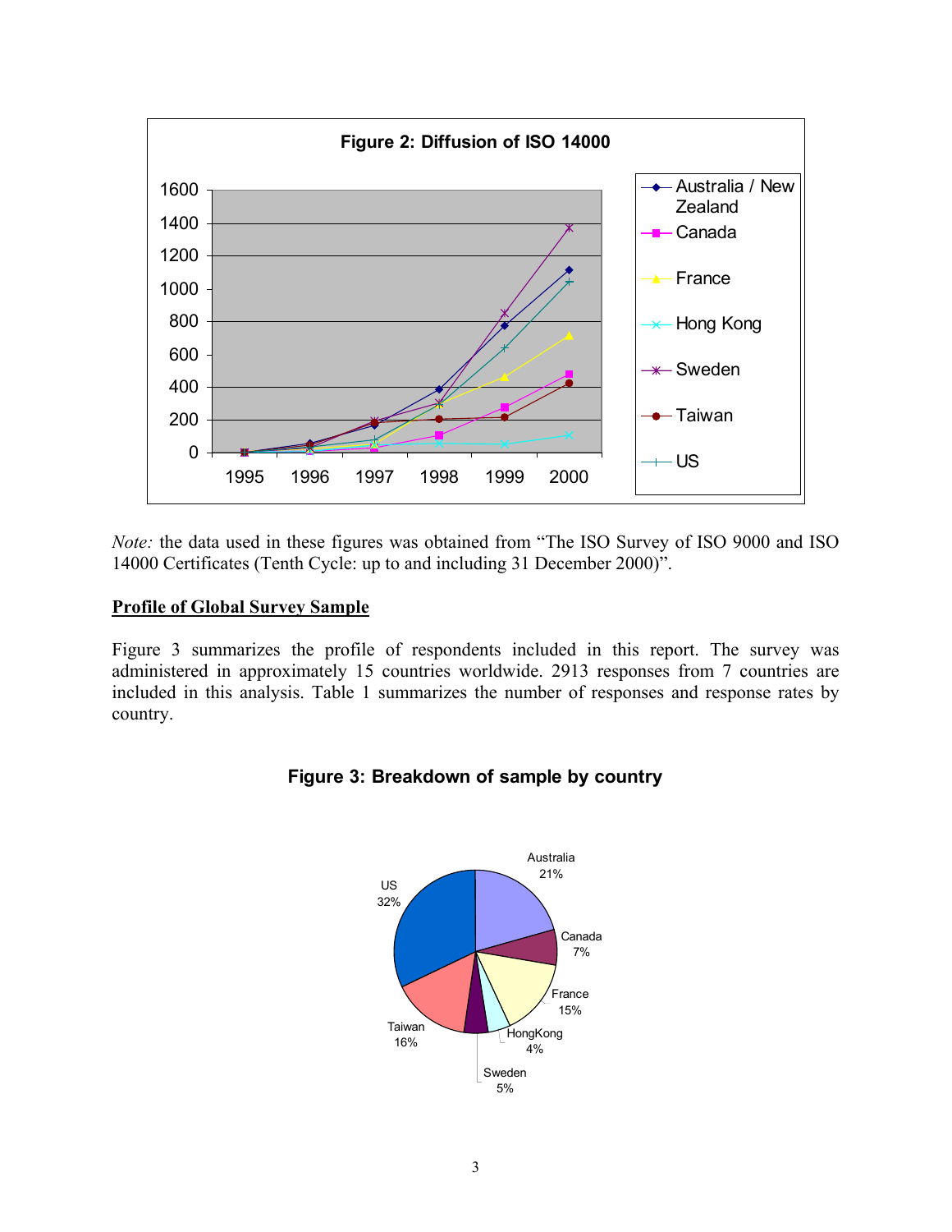**Figure 2: Diffusion of ISO 14000**

*Note:* the data used in these figures was obtained from "The ISO Survey of ISO 9000 and ISO 14000 Certificates (Tenth Cycle: up to and including 31 December 2000)".

## Profile of Global Survey Sample

Figure 3 summarizes the profile of respondents included in this report. The survey was administered in approximately 15 countries worldwide. 2913 responses from 7 countries are included in this analysis. Table 1 summarizes the number of responses and response rates by country.

**Figure 3: Breakdown of sample by country**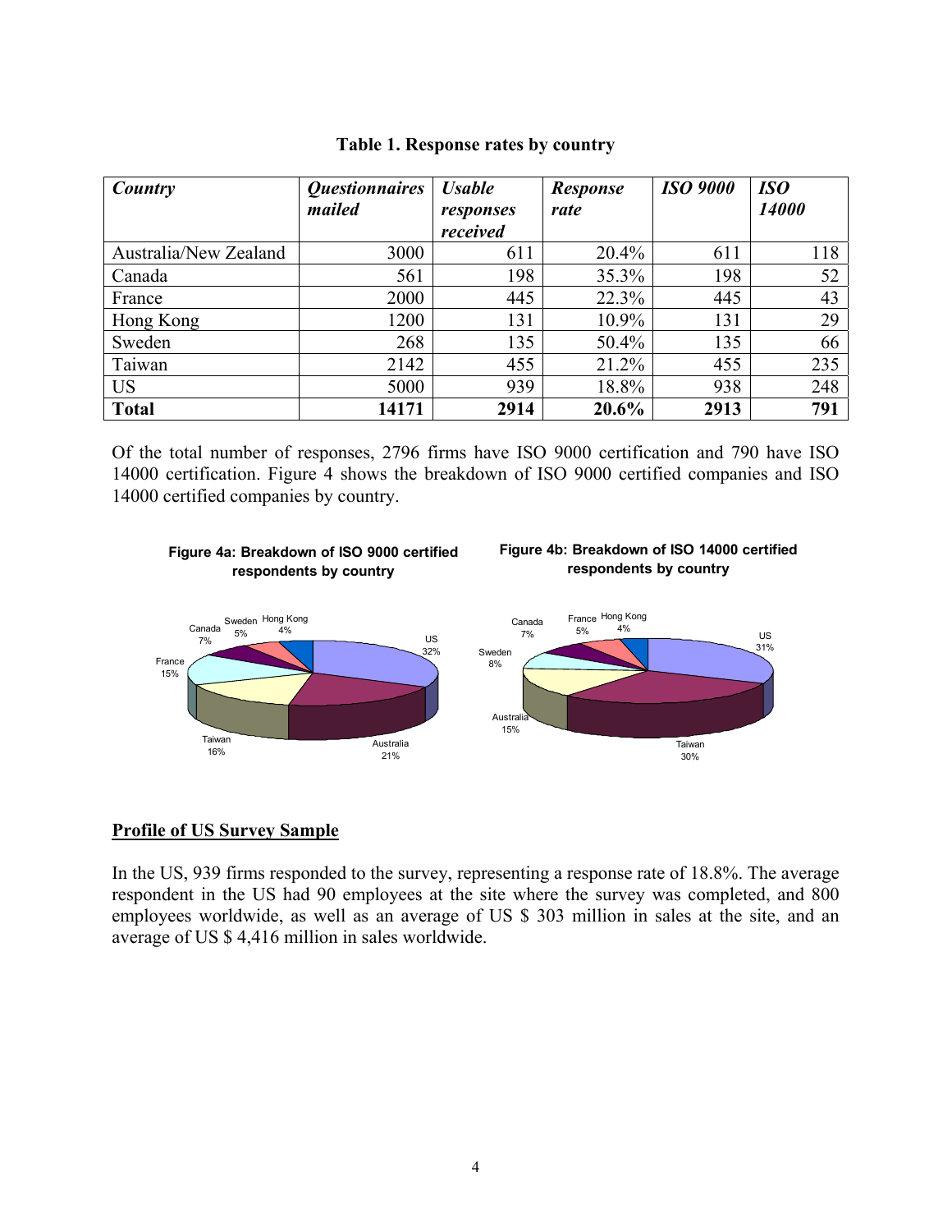**Table 1. Response rates by country**

| *Country* | *Questionnaires mailed* | *Usable responses received* | *Response rate* | *ISO 9000* | *ISO 14000* |
|---|---|---|---|---|---|
| Australia/New Zealand | 3000 | 611 | 20.4% | 611 | 118 |
| Canada | 561 | 198 | 35.3% | 198 | 52 |
| France | 2000 | 445 | 22.3% | 445 | 43 |
| Hong Kong | 1200 | 131 | 10.9% | 131 | 29 |
| Sweden | 268 | 135 | 50.4% | 135 | 66 |
| Taiwan | 2142 | 455 | 21.2% | 455 | 235 |
| US | 5000 | 939 | 18.8% | 938 | 248 |
| **Total** | **14171** | **2914** | **20.6%** | **2913** | **791** |

Of the total number of responses, 2796 firms have ISO 9000 certification and 790 have ISO 14000 certification. Figure 4 shows the breakdown of ISO 9000 certified companies and ISO 14000 certified companies by country.

**Figure 4a: Breakdown of ISO 9000 certified respondents by country**

US 32%, Australia 21%, Taiwan 16%, France 15%, Canada 7%, Sweden 5%, Hong Kong 4%

**Figure 4b: Breakdown of ISO 14000 certified respondents by country**

US 31%, Taiwan 30%, Australia 15%, Sweden 8%, Canada 7%, France 5%, Hong Kong 4%

## Profile of US Survey Sample

In the US, 939 firms responded to the survey, representing a response rate of 18.8%. The average respondent in the US had 90 employees at the site where the survey was completed, and 800 employees worldwide, as well as an average of US $ 303 million in sales at the site, and an average of US $ 4,416 million in sales worldwide.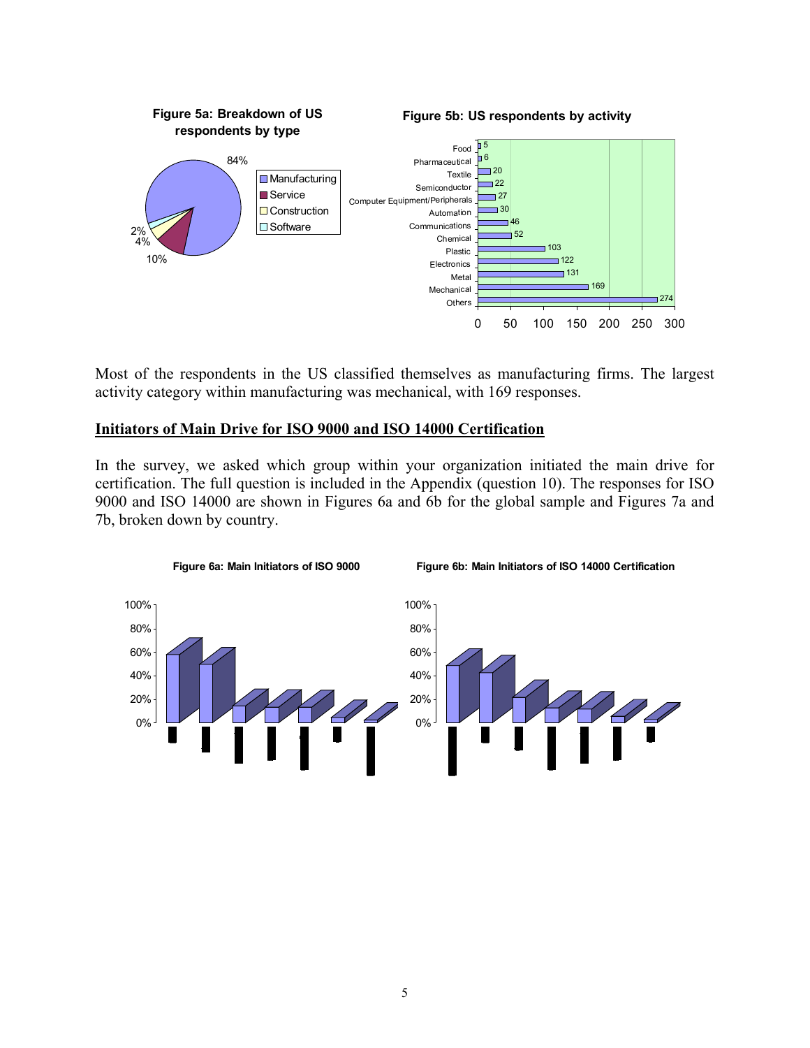**Figure 5a: Breakdown of US respondents by type**

- Manufacturing: 84%
- Service: 10%
- Construction: 4%
- Software: 2%

**Figure 5b: US respondents by activity**

| Activity | Respondents |
|---|---|
| Food | 5 |
| Pharmaceutical | 6 |
| Textile | 20 |
| Semiconductor | 22 |
| Computer Equipment/Peripherals | 27 |
| Automation | 30 |
| Communications | 46 |
| Chemical | 52 |
| Plastic | 103 |
| Electronics | 122 |
| Metal | 131 |
| Mechanical | 169 |
| Others | 274 |

Most of the respondents in the US classified themselves as manufacturing firms. The largest activity category within manufacturing was mechanical, with 169 responses.

## Initiators of Main Drive for ISO 9000 and ISO 14000 Certification

In the survey, we asked which group within your organization initiated the main drive for certification. The full question is included in the Appendix (question 10). The responses for ISO 9000 and ISO 14000 are shown in Figures 6a and 6b for the global sample and Figures 7a and 7b, broken down by country.

**Figure 6a: Main Initiators of ISO 9000**

**Figure 6b: Main Initiators of ISO 14000 Certification**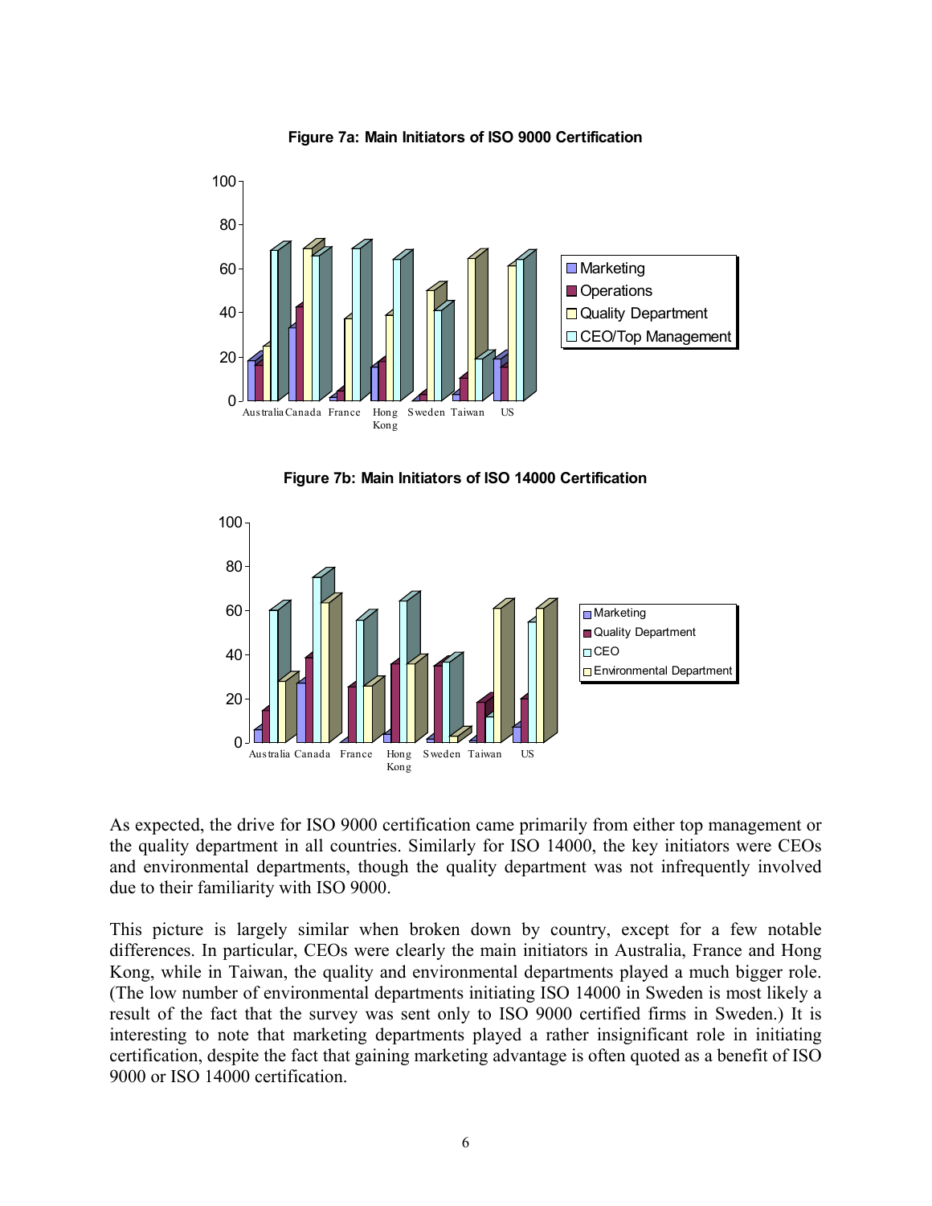**Figure 7a: Main Initiators of ISO 9000 Certification**

**Figure 7b: Main Initiators of ISO 14000 Certification**

As expected, the drive for ISO 9000 certification came primarily from either top management or the quality department in all countries. Similarly for ISO 14000, the key initiators were CEOs and environmental departments, though the quality department was not infrequently involved due to their familiarity with ISO 9000.

This picture is largely similar when broken down by country, except for a few notable differences. In particular, CEOs were clearly the main initiators in Australia, France and Hong Kong, while in Taiwan, the quality and environmental departments played a much bigger role. (The low number of environmental departments initiating ISO 14000 in Sweden is most likely a result of the fact that the survey was sent only to ISO 9000 certified firms in Sweden.) It is interesting to note that marketing departments played a rather insignificant role in initiating certification, despite the fact that gaining marketing advantage is often quoted as a benefit of ISO 9000 or ISO 14000 certification.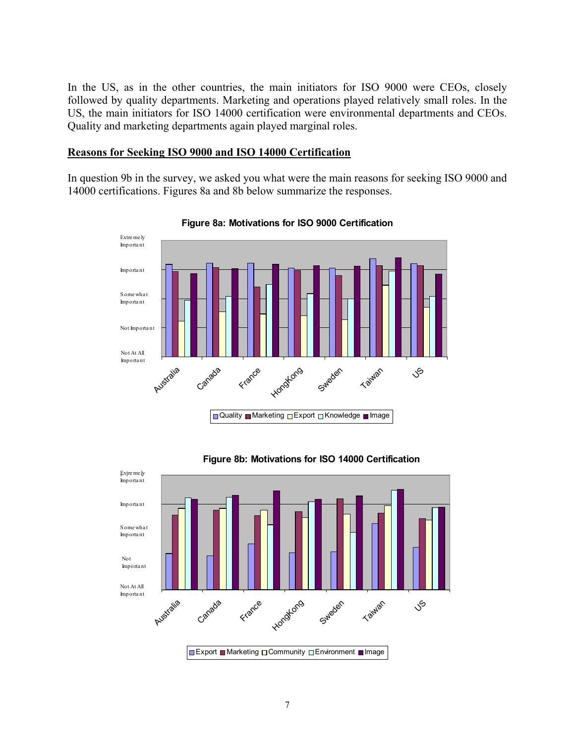In the US, as in the other countries, the main initiators for ISO 9000 were CEOs, closely followed by quality departments. Marketing and operations played relatively small roles. In the US, the main initiators for ISO 14000 certification were environmental departments and CEOs. Quality and marketing departments again played marginal roles.

## Reasons for Seeking ISO 9000 and ISO 14000 Certification

In question 9b in the survey, we asked you what were the main reasons for seeking ISO 9000 and 14000 certifications. Figures 8a and 8b below summarize the responses.

**Figure 8a: Motivations for ISO 9000 Certification**

**Figure 8b: Motivations for ISO 14000 Certification**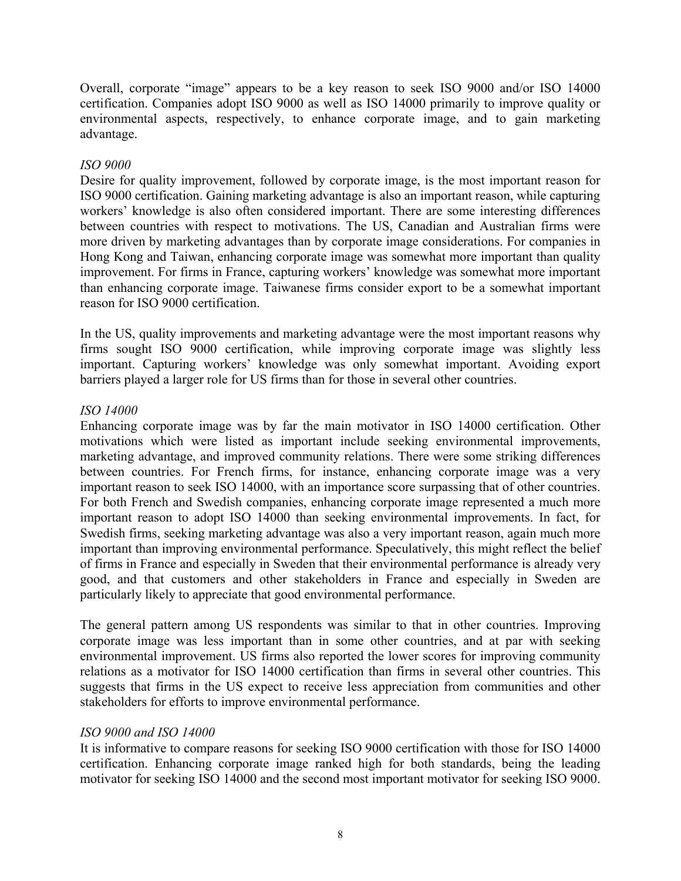Overall, corporate "image" appears to be a key reason to seek ISO 9000 and/or ISO 14000 certification. Companies adopt ISO 9000 as well as ISO 14000 primarily to improve quality or environmental aspects, respectively, to enhance corporate image, and to gain marketing advantage.

*ISO 9000*

Desire for quality improvement, followed by corporate image, is the most important reason for ISO 9000 certification. Gaining marketing advantage is also an important reason, while capturing workers' knowledge is also often considered important. There are some interesting differences between countries with respect to motivations. The US, Canadian and Australian firms were more driven by marketing advantages than by corporate image considerations. For companies in Hong Kong and Taiwan, enhancing corporate image was somewhat more important than quality improvement. For firms in France, capturing workers' knowledge was somewhat more important than enhancing corporate image. Taiwanese firms consider export to be a somewhat important reason for ISO 9000 certification.

In the US, quality improvements and marketing advantage were the most important reasons why firms sought ISO 9000 certification, while improving corporate image was slightly less important. Capturing workers' knowledge was only somewhat important. Avoiding export barriers played a larger role for US firms than for those in several other countries.

*ISO 14000*

Enhancing corporate image was by far the main motivator in ISO 14000 certification. Other motivations which were listed as important include seeking environmental improvements, marketing advantage, and improved community relations. There were some striking differences between countries. For French firms, for instance, enhancing corporate image was a very important reason to seek ISO 14000, with an importance score surpassing that of other countries. For both French and Swedish companies, enhancing corporate image represented a much more important reason to adopt ISO 14000 than seeking environmental improvements. In fact, for Swedish firms, seeking marketing advantage was also a very important reason, again much more important than improving environmental performance. Speculatively, this might reflect the belief of firms in France and especially in Sweden that their environmental performance is already very good, and that customers and other stakeholders in France and especially in Sweden are particularly likely to appreciate that good environmental performance.

The general pattern among US respondents was similar to that in other countries. Improving corporate image was less important than in some other countries, and at par with seeking environmental improvement. US firms also reported the lower scores for improving community relations as a motivator for ISO 14000 certification than firms in several other countries. This suggests that firms in the US expect to receive less appreciation from communities and other stakeholders for efforts to improve environmental performance.

*ISO 9000 and ISO 14000*

It is informative to compare reasons for seeking ISO 9000 certification with those for ISO 14000 certification. Enhancing corporate image ranked high for both standards, being the leading motivator for seeking ISO 14000 and the second most important motivator for seeking ISO 9000.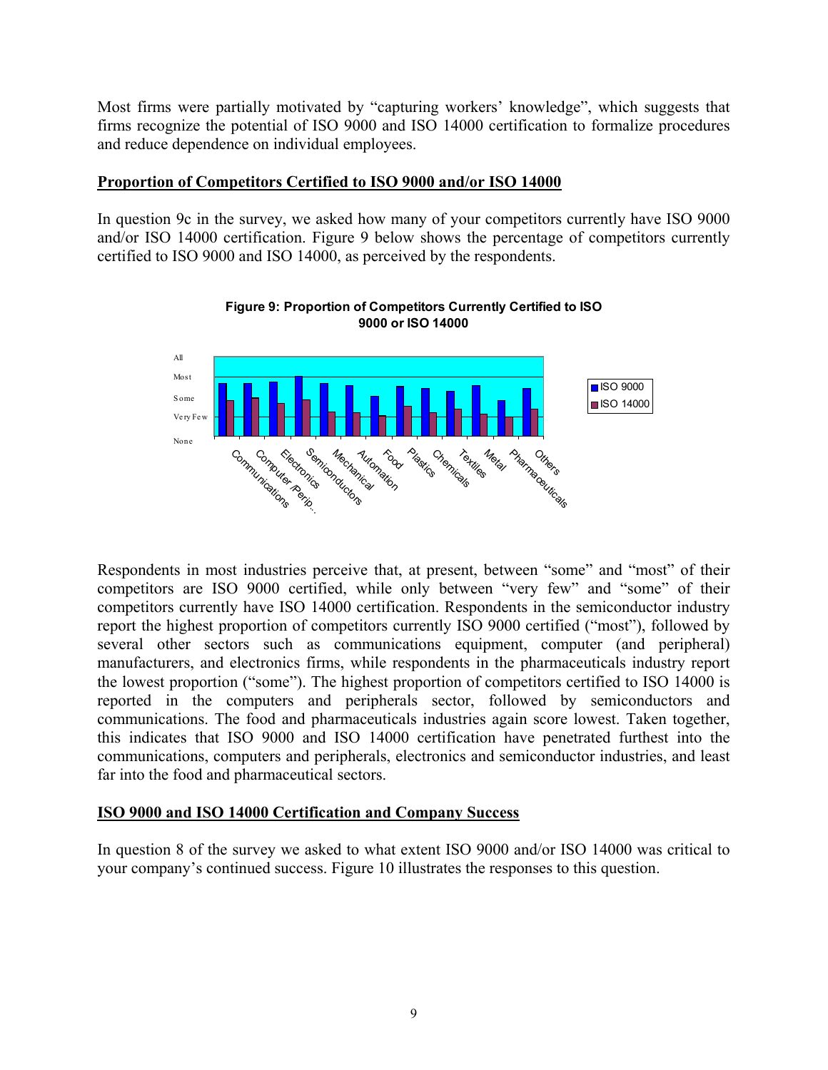Most firms were partially motivated by "capturing workers' knowledge", which suggests that firms recognize the potential of ISO 9000 and ISO 14000 certification to formalize procedures and reduce dependence on individual employees.

## Proportion of Competitors Certified to ISO 9000 and/or ISO 14000

In question 9c in the survey, we asked how many of your competitors currently have ISO 9000 and/or ISO 14000 certification. Figure 9 below shows the percentage of competitors currently certified to ISO 9000 and ISO 14000, as perceived by the respondents.

**Figure 9: Proportion of Competitors Currently Certified to ISO 9000 or ISO 14000**

Respondents in most industries perceive that, at present, between "some" and "most" of their competitors are ISO 9000 certified, while only between "very few" and "some" of their competitors currently have ISO 14000 certification. Respondents in the semiconductor industry report the highest proportion of competitors currently ISO 9000 certified ("most"), followed by several other sectors such as communications equipment, computer (and peripheral) manufacturers, and electronics firms, while respondents in the pharmaceuticals industry report the lowest proportion ("some"). The highest proportion of competitors certified to ISO 14000 is reported in the computers and peripherals sector, followed by semiconductors and communications. The food and pharmaceuticals industries again score lowest. Taken together, this indicates that ISO 9000 and ISO 14000 certification have penetrated furthest into the communications, computers and peripherals, electronics and semiconductor industries, and least far into the food and pharmaceutical sectors.

## ISO 9000 and ISO 14000 Certification and Company Success

In question 8 of the survey we asked to what extent ISO 9000 and/or ISO 14000 was critical to your company's continued success. Figure 10 illustrates the responses to this question.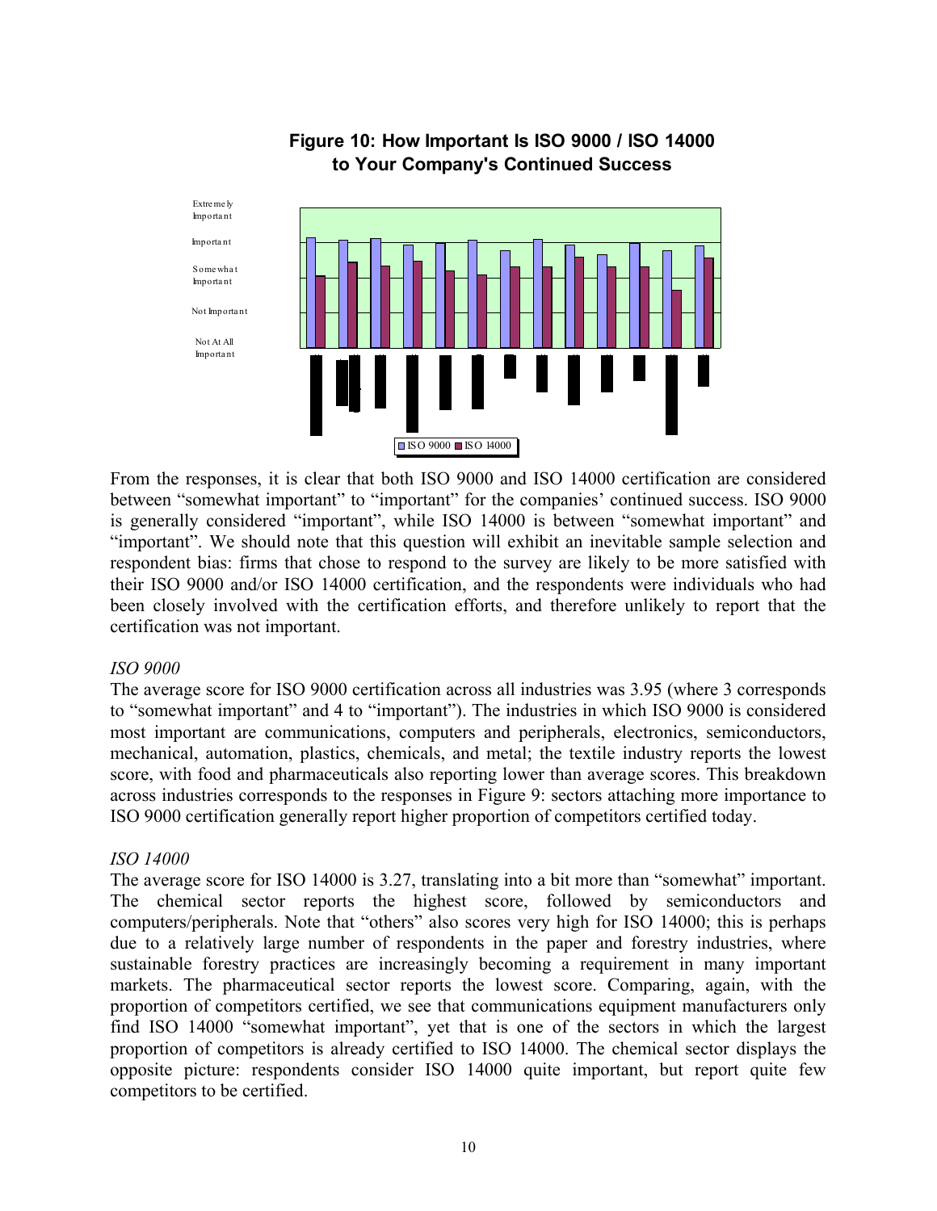**Figure 10: How Important Is ISO 9000 / ISO 14000 to Your Company's Continued Success**

From the responses, it is clear that both ISO 9000 and ISO 14000 certification are considered between "somewhat important" to "important" for the companies' continued success. ISO 9000 is generally considered "important", while ISO 14000 is between "somewhat important" and "important". We should note that this question will exhibit an inevitable sample selection and respondent bias: firms that chose to respond to the survey are likely to be more satisfied with their ISO 9000 and/or ISO 14000 certification, and the respondents were individuals who had been closely involved with the certification efforts, and therefore unlikely to report that the certification was not important.

*ISO 9000*

The average score for ISO 9000 certification across all industries was 3.95 (where 3 corresponds to "somewhat important" and 4 to "important"). The industries in which ISO 9000 is considered most important are communications, computers and peripherals, electronics, semiconductors, mechanical, automation, plastics, chemicals, and metal; the textile industry reports the lowest score, with food and pharmaceuticals also reporting lower than average scores. This breakdown across industries corresponds to the responses in Figure 9: sectors attaching more importance to ISO 9000 certification generally report higher proportion of competitors certified today.

*ISO 14000*

The average score for ISO 14000 is 3.27, translating into a bit more than "somewhat" important. The chemical sector reports the highest score, followed by semiconductors and computers/peripherals. Note that "others" also scores very high for ISO 14000; this is perhaps due to a relatively large number of respondents in the paper and forestry industries, where sustainable forestry practices are increasingly becoming a requirement in many important markets. The pharmaceutical sector reports the lowest score. Comparing, again, with the proportion of competitors certified, we see that communications equipment manufacturers only find ISO 14000 "somewhat important", yet that is one of the sectors in which the largest proportion of competitors is already certified to ISO 14000. The chemical sector displays the opposite picture: respondents consider ISO 14000 quite important, but report quite few competitors to be certified.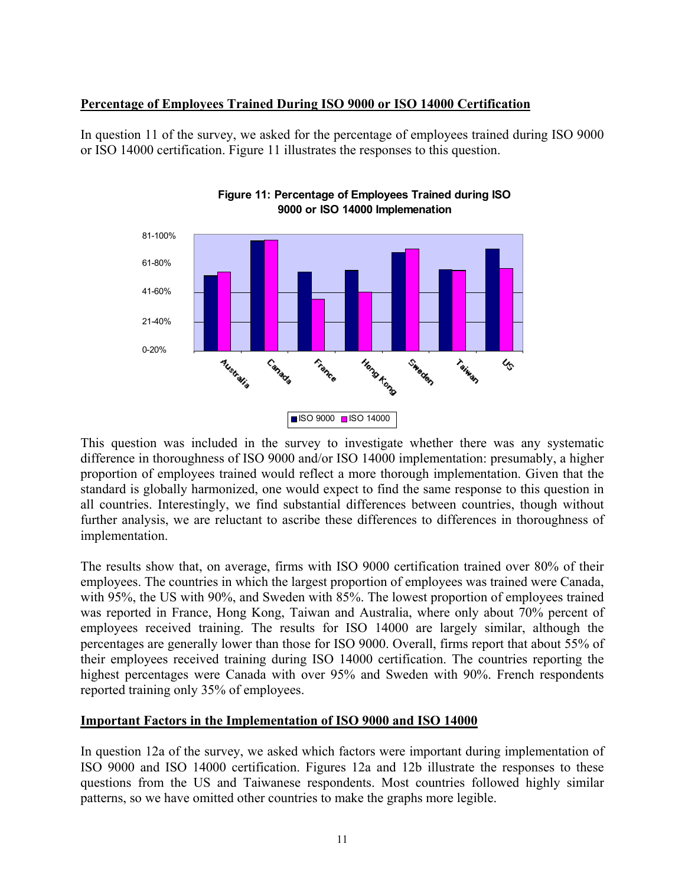## Percentage of Employees Trained During ISO 9000 or ISO 14000 Certification

In question 11 of the survey, we asked for the percentage of employees trained during ISO 9000 or ISO 14000 certification. Figure 11 illustrates the responses to this question.

**Figure 11: Percentage of Employees Trained during ISO 9000 or ISO 14000 Implemenation**

This question was included in the survey to investigate whether there was any systematic difference in thoroughness of ISO 9000 and/or ISO 14000 implementation: presumably, a higher proportion of employees trained would reflect a more thorough implementation. Given that the standard is globally harmonized, one would expect to find the same response to this question in all countries. Interestingly, we find substantial differences between countries, though without further analysis, we are reluctant to ascribe these differences to differences in thoroughness of implementation.

The results show that, on average, firms with ISO 9000 certification trained over 80% of their employees. The countries in which the largest proportion of employees was trained were Canada, with 95%, the US with 90%, and Sweden with 85%. The lowest proportion of employees trained was reported in France, Hong Kong, Taiwan and Australia, where only about 70% percent of employees received training. The results for ISO 14000 are largely similar, although the percentages are generally lower than those for ISO 9000. Overall, firms report that about 55% of their employees received training during ISO 14000 certification. The countries reporting the highest percentages were Canada with over 95% and Sweden with 90%. French respondents reported training only 35% of employees.

## Important Factors in the Implementation of ISO 9000 and ISO 14000

In question 12a of the survey, we asked which factors were important during implementation of ISO 9000 and ISO 14000 certification. Figures 12a and 12b illustrate the responses to these questions from the US and Taiwanese respondents. Most countries followed highly similar patterns, so we have omitted other countries to make the graphs more legible.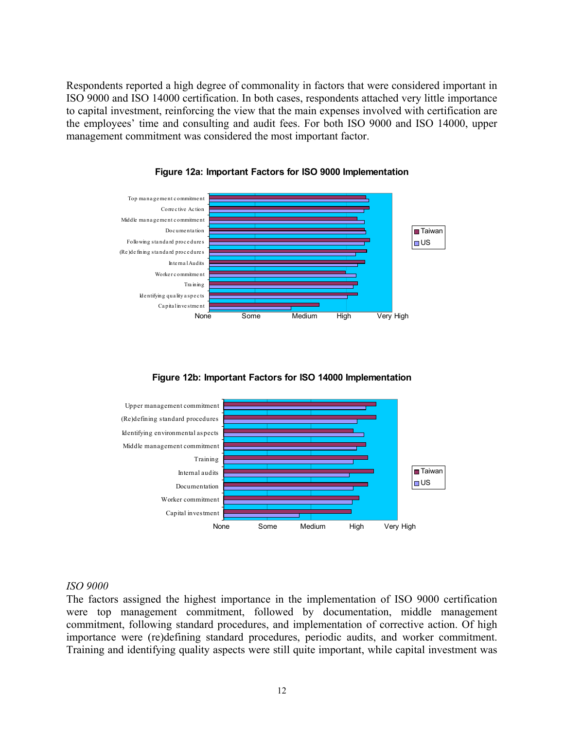Respondents reported a high degree of commonality in factors that were considered important in ISO 9000 and ISO 14000 certification. In both cases, respondents attached very little importance to capital investment, reinforcing the view that the main expenses involved with certification are the employees' time and consulting and audit fees. For both ISO 9000 and ISO 14000, upper management commitment was considered the most important factor.

**Figure 12a: Important Factors for ISO 9000 Implementation**

**Figure 12b: Important Factors for ISO 14000 Implementation**

*ISO 9000*

The factors assigned the highest importance in the implementation of ISO 9000 certification were top management commitment, followed by documentation, middle management commitment, following standard procedures, and implementation of corrective action. Of high importance were (re)defining standard procedures, periodic audits, and worker commitment. Training and identifying quality aspects were still quite important, while capital investment was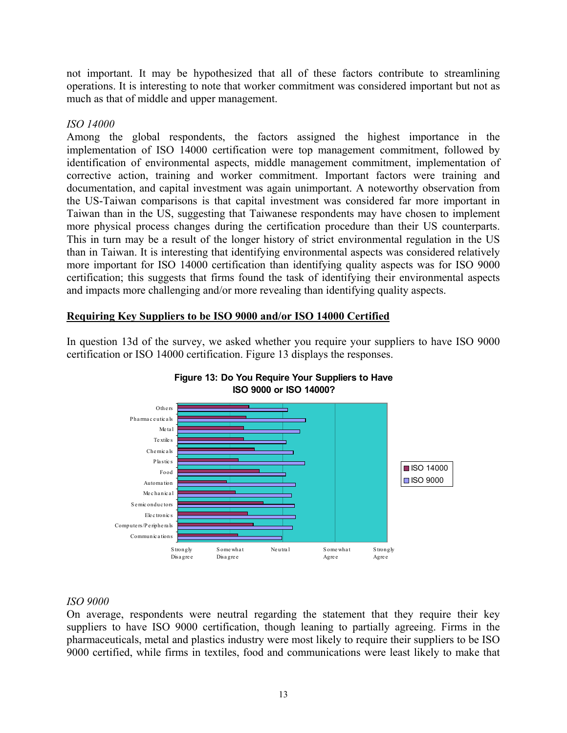not important. It may be hypothesized that all of these factors contribute to streamlining operations. It is interesting to note that worker commitment was considered important but not as much as that of middle and upper management.

*ISO 14000*

Among the global respondents, the factors assigned the highest importance in the implementation of ISO 14000 certification were top management commitment, followed by identification of environmental aspects, middle management commitment, implementation of corrective action, training and worker commitment. Important factors were training and documentation, and capital investment was again unimportant. A noteworthy observation from the US-Taiwan comparisons is that capital investment was considered far more important in Taiwan than in the US, suggesting that Taiwanese respondents may have chosen to implement more physical process changes during the certification procedure than their US counterparts. This in turn may be a result of the longer history of strict environmental regulation in the US than in Taiwan. It is interesting that identifying environmental aspects was considered relatively more important for ISO 14000 certification than identifying quality aspects was for ISO 9000 certification; this suggests that firms found the task of identifying their environmental aspects and impacts more challenging and/or more revealing than identifying quality aspects.

## Requiring Key Suppliers to be ISO 9000 and/or ISO 14000 Certified

In question 13d of the survey, we asked whether you require your suppliers to have ISO 9000 certification or ISO 14000 certification. Figure 13 displays the responses.

**Figure 13: Do You Require Your Suppliers to Have ISO 9000 or ISO 14000?**

*ISO 9000*

On average, respondents were neutral regarding the statement that they require their key suppliers to have ISO 9000 certification, though leaning to partially agreeing. Firms in the pharmaceuticals, metal and plastics industry were most likely to require their suppliers to be ISO 9000 certified, while firms in textiles, food and communications were least likely to make that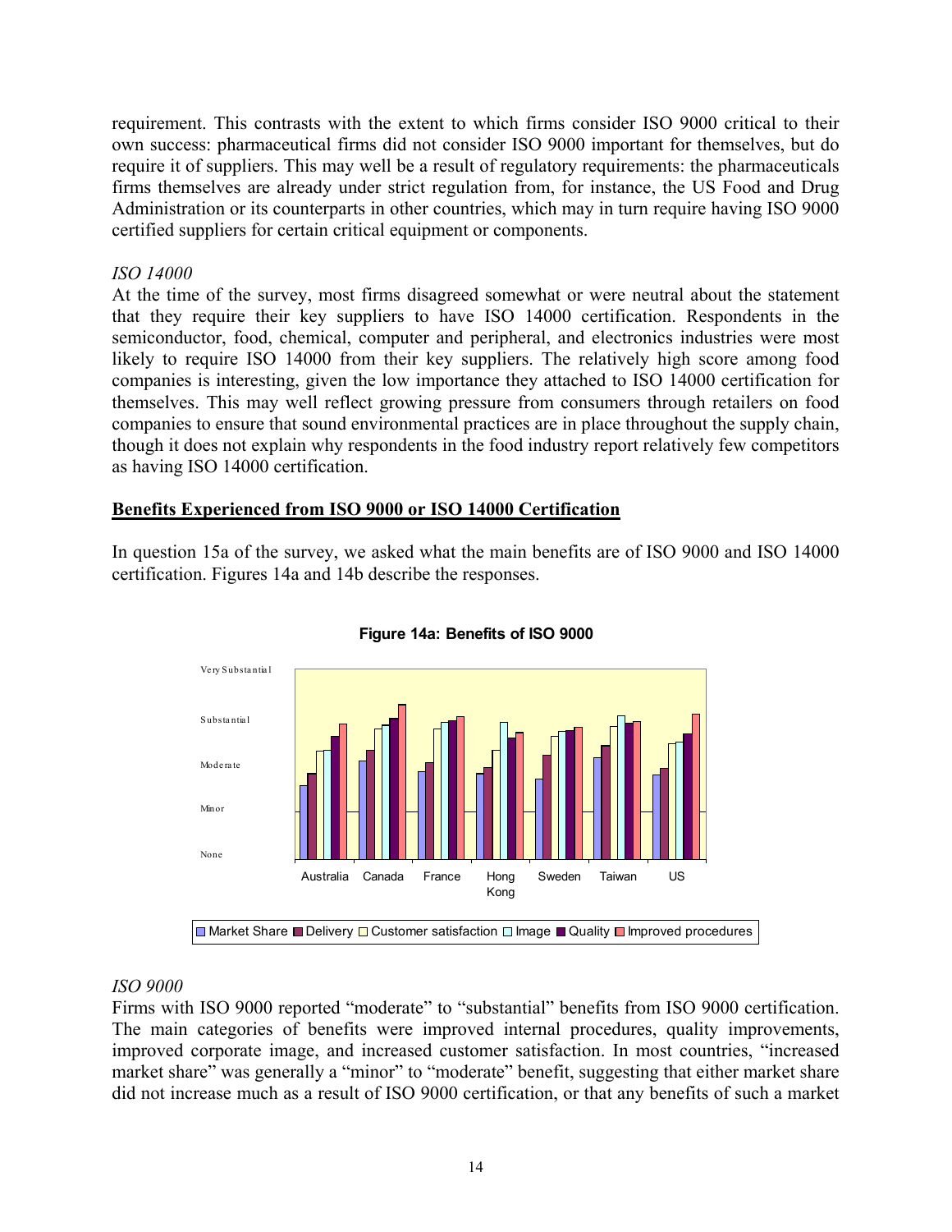requirement. This contrasts with the extent to which firms consider ISO 9000 critical to their own success: pharmaceutical firms did not consider ISO 9000 important for themselves, but do require it of suppliers. This may well be a result of regulatory requirements: the pharmaceuticals firms themselves are already under strict regulation from, for instance, the US Food and Drug Administration or its counterparts in other countries, which may in turn require having ISO 9000 certified suppliers for certain critical equipment or components.

*ISO 14000*

At the time of the survey, most firms disagreed somewhat or were neutral about the statement that they require their key suppliers to have ISO 14000 certification. Respondents in the semiconductor, food, chemical, computer and peripheral, and electronics industries were most likely to require ISO 14000 from their key suppliers. The relatively high score among food companies is interesting, given the low importance they attached to ISO 14000 certification for themselves. This may well reflect growing pressure from consumers through retailers on food companies to ensure that sound environmental practices are in place throughout the supply chain, though it does not explain why respondents in the food industry report relatively few competitors as having ISO 14000 certification.

## Benefits Experienced from ISO 9000 or ISO 14000 Certification

In question 15a of the survey, we asked what the main benefits are of ISO 9000 and ISO 14000 certification. Figures 14a and 14b describe the responses.

**Figure 14a: Benefits of ISO 9000**

*ISO 9000*

Firms with ISO 9000 reported "moderate" to "substantial" benefits from ISO 9000 certification. The main categories of benefits were improved internal procedures, quality improvements, improved corporate image, and increased customer satisfaction. In most countries, "increased market share" was generally a "minor" to "moderate" benefit, suggesting that either market share did not increase much as a result of ISO 9000 certification, or that any benefits of such a market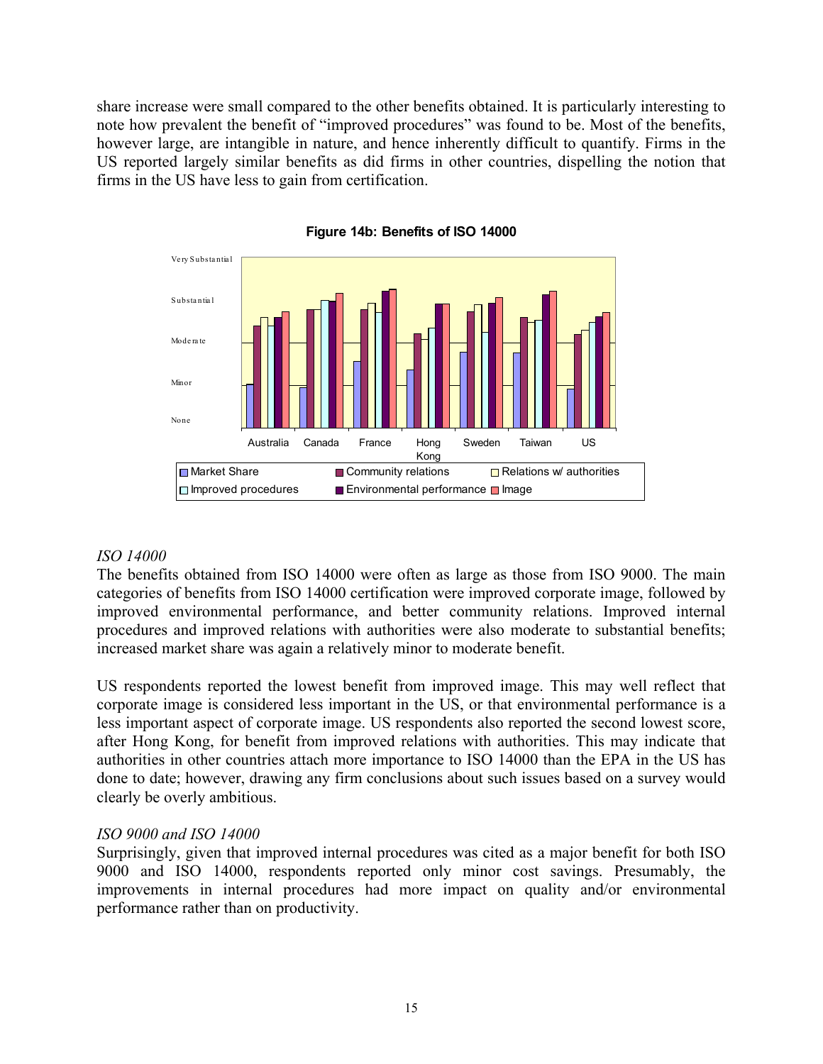share increase were small compared to the other benefits obtained. It is particularly interesting to note how prevalent the benefit of "improved procedures" was found to be. Most of the benefits, however large, are intangible in nature, and hence inherently difficult to quantify. Firms in the US reported largely similar benefits as did firms in other countries, dispelling the notion that firms in the US have less to gain from certification.

**Figure 14b: Benefits of ISO 14000**

### *ISO 14000*

The benefits obtained from ISO 14000 were often as large as those from ISO 9000. The main categories of benefits from ISO 14000 certification were improved corporate image, followed by improved environmental performance, and better community relations. Improved internal procedures and improved relations with authorities were also moderate to substantial benefits; increased market share was again a relatively minor to moderate benefit.

US respondents reported the lowest benefit from improved image. This may well reflect that corporate image is considered less important in the US, or that environmental performance is a less important aspect of corporate image. US respondents also reported the second lowest score, after Hong Kong, for benefit from improved relations with authorities. This may indicate that authorities in other countries attach more importance to ISO 14000 than the EPA in the US has done to date; however, drawing any firm conclusions about such issues based on a survey would clearly be overly ambitious.

### *ISO 9000 and ISO 14000*

Surprisingly, given that improved internal procedures was cited as a major benefit for both ISO 9000 and ISO 14000, respondents reported only minor cost savings. Presumably, the improvements in internal procedures had more impact on quality and/or environmental performance rather than on productivity.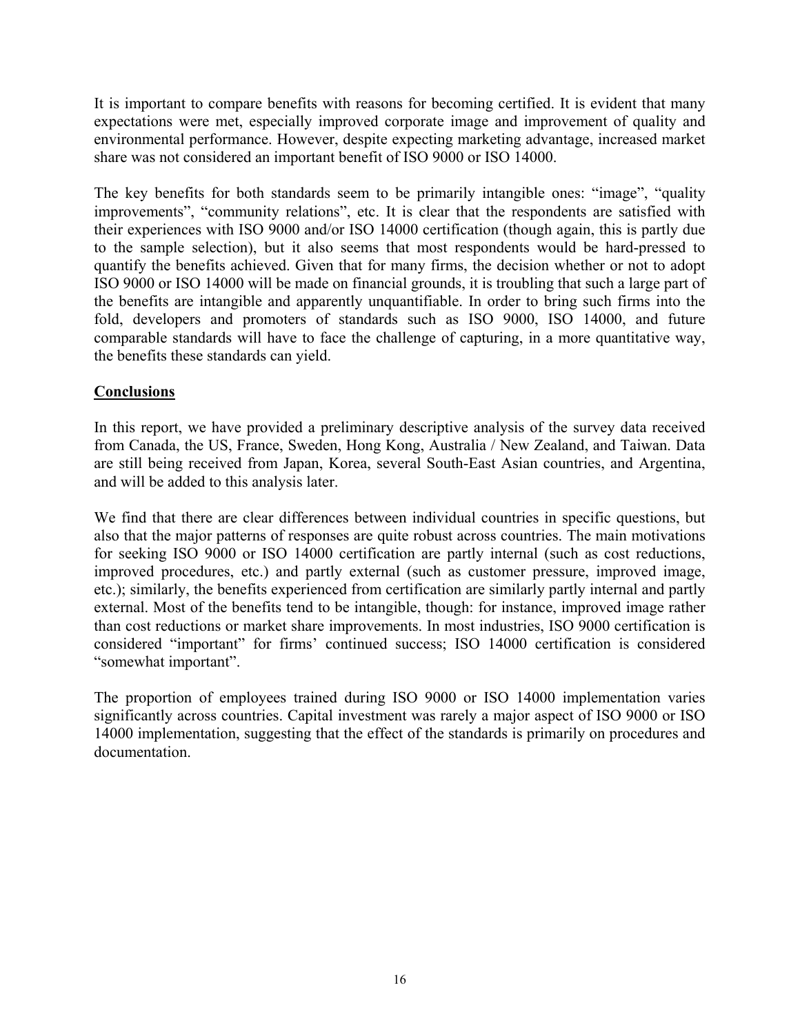It is important to compare benefits with reasons for becoming certified. It is evident that many expectations were met, especially improved corporate image and improvement of quality and environmental performance. However, despite expecting marketing advantage, increased market share was not considered an important benefit of ISO 9000 or ISO 14000.

The key benefits for both standards seem to be primarily intangible ones: "image", "quality improvements", "community relations", etc. It is clear that the respondents are satisfied with their experiences with ISO 9000 and/or ISO 14000 certification (though again, this is partly due to the sample selection), but it also seems that most respondents would be hard-pressed to quantify the benefits achieved. Given that for many firms, the decision whether or not to adopt ISO 9000 or ISO 14000 will be made on financial grounds, it is troubling that such a large part of the benefits are intangible and apparently unquantifiable. In order to bring such firms into the fold, developers and promoters of standards such as ISO 9000, ISO 14000, and future comparable standards will have to face the challenge of capturing, in a more quantitative way, the benefits these standards can yield.

## Conclusions

In this report, we have provided a preliminary descriptive analysis of the survey data received from Canada, the US, France, Sweden, Hong Kong, Australia / New Zealand, and Taiwan. Data are still being received from Japan, Korea, several South-East Asian countries, and Argentina, and will be added to this analysis later.

We find that there are clear differences between individual countries in specific questions, but also that the major patterns of responses are quite robust across countries. The main motivations for seeking ISO 9000 or ISO 14000 certification are partly internal (such as cost reductions, improved procedures, etc.) and partly external (such as customer pressure, improved image, etc.); similarly, the benefits experienced from certification are similarly partly internal and partly external. Most of the benefits tend to be intangible, though: for instance, improved image rather than cost reductions or market share improvements. In most industries, ISO 9000 certification is considered "important" for firms' continued success; ISO 14000 certification is considered "somewhat important".

The proportion of employees trained during ISO 9000 or ISO 14000 implementation varies significantly across countries. Capital investment was rarely a major aspect of ISO 9000 or ISO 14000 implementation, suggesting that the effect of the standards is primarily on procedures and documentation.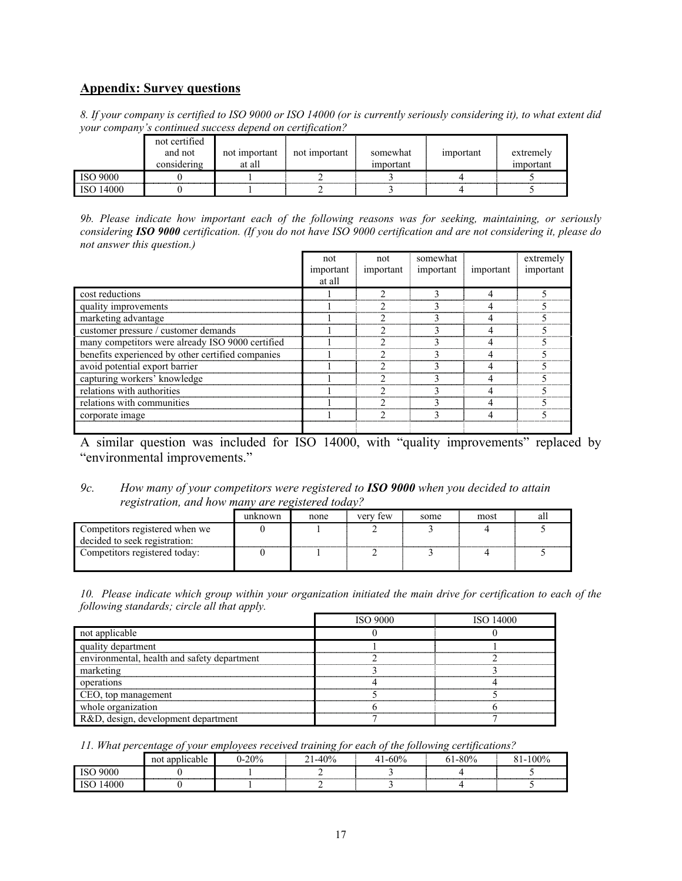## Appendix: Survey questions

*8. If your company is certified to ISO 9000 or ISO 14000 (or is currently seriously considering it), to what extent did your company's continued success depend on certification?*

| | not certified and not considering | not important at all | not important | somewhat important | important | extremely important |
|---|---|---|---|---|---|---|
| ISO 9000 | 0 | 1 | 2 | 3 | 4 | 5 |
| ISO 14000 | 0 | 1 | 2 | 3 | 4 | 5 |

*9b. Please indicate how important each of the following reasons was for seeking, maintaining, or seriously considering **ISO 9000** certification. (If you do not have ISO 9000 certification and are not considering it, please do not answer this question.)*

| | not important at all | not important | somewhat important | important | extremely important |
|---|---|---|---|---|---|
| cost reductions | 1 | 2 | 3 | 4 | 5 |
| quality improvements | 1 | 2 | 3 | 4 | 5 |
| marketing advantage | 1 | 2 | 3 | 4 | 5 |
| customer pressure / customer demands | 1 | 2 | 3 | 4 | 5 |
| many competitors were already ISO 9000 certified | 1 | 2 | 3 | 4 | 5 |
| benefits experienced by other certified companies | 1 | 2 | 3 | 4 | 5 |
| avoid potential export barrier | 1 | 2 | 3 | 4 | 5 |
| capturing workers' knowledge | 1 | 2 | 3 | 4 | 5 |
| relations with authorities | 1 | 2 | 3 | 4 | 5 |
| relations with communities | 1 | 2 | 3 | 4 | 5 |
| corporate image | 1 | 2 | 3 | 4 | 5 |
| | | | | | |

A similar question was included for ISO 14000, with "quality improvements" replaced by "environmental improvements."

*9c. How many of your competitors were registered to **ISO 9000** when you decided to attain registration, and how many are registered today?*

| | unknown | none | very few | some | most | all |
|---|---|---|---|---|---|---|
| Competitors registered when we decided to seek registration: | 0 | 1 | 2 | 3 | 4 | 5 |
| Competitors registered today: | 0 | 1 | 2 | 3 | 4 | 5 |

*10. Please indicate which group within your organization initiated the main drive for certification to each of the following standards; circle all that apply.*

| | ISO 9000 | ISO 14000 |
|---|---|---|
| not applicable | 0 | 0 |
| quality department | 1 | 1 |
| environmental, health and safety department | 2 | 2 |
| marketing | 3 | 3 |
| operations | 4 | 4 |
| CEO, top management | 5 | 5 |
| whole organization | 6 | 6 |
| R&D, design, development department | 7 | 7 |

*11. What percentage of your employees received training for each of the following certifications?*

| | not applicable | 0-20% | 21-40% | 41-60% | 61-80% | 81-100% |
|---|---|---|---|---|---|---|
| ISO 9000 | 0 | 1 | 2 | 3 | 4 | 5 |
| ISO 14000 | 0 | 1 | 2 | 3 | 4 | 5 |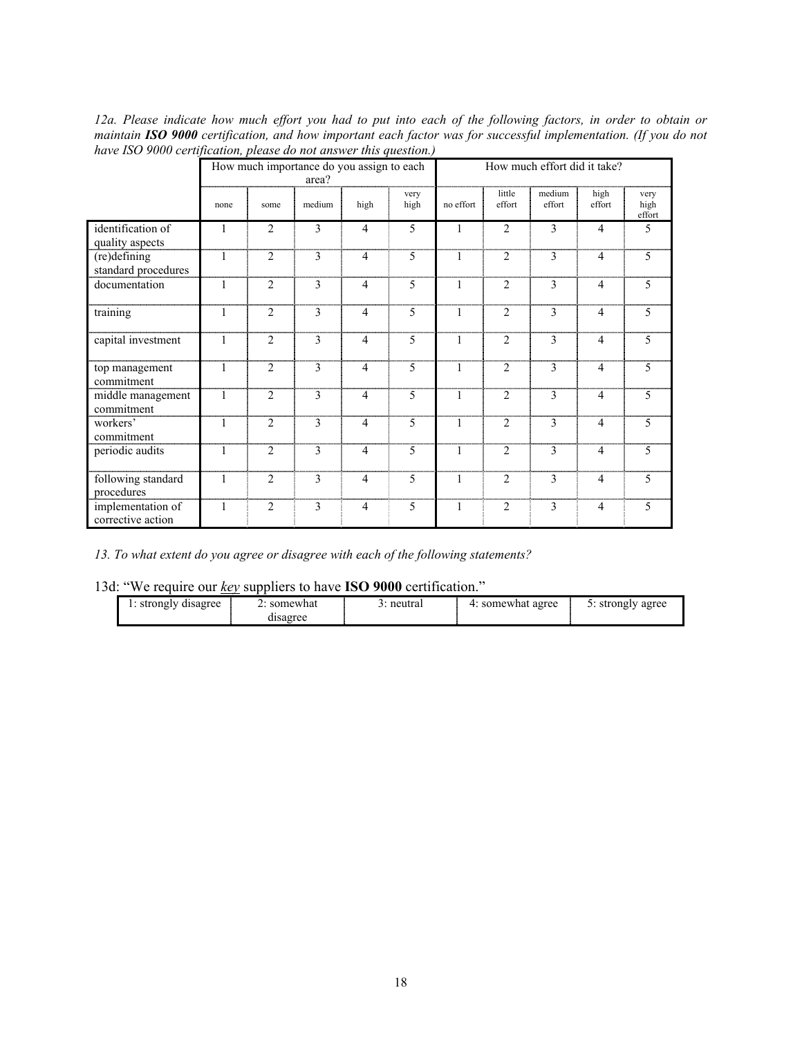*12a. Please indicate how much effort you had to put into each of the following factors, in order to obtain or maintain **ISO 9000** certification, and how important each factor was for successful implementation. (If you do not have ISO 9000 certification, please do not answer this question.)*

| | How much importance do you assign to each area? | | | | | How much effort did it take? | | | | |
|---|---|---|---|---|---|---|---|---|---|---|
| | none | some | medium | high | very high | no effort | little effort | medium effort | high effort | very high effort |
| identification of quality aspects | 1 | 2 | 3 | 4 | 5 | 1 | 2 | 3 | 4 | 5 |
| (re)defining standard procedures | 1 | 2 | 3 | 4 | 5 | 1 | 2 | 3 | 4 | 5 |
| documentation | 1 | 2 | 3 | 4 | 5 | 1 | 2 | 3 | 4 | 5 |
| training | 1 | 2 | 3 | 4 | 5 | 1 | 2 | 3 | 4 | 5 |
| capital investment | 1 | 2 | 3 | 4 | 5 | 1 | 2 | 3 | 4 | 5 |
| top management commitment | 1 | 2 | 3 | 4 | 5 | 1 | 2 | 3 | 4 | 5 |
| middle management commitment | 1 | 2 | 3 | 4 | 5 | 1 | 2 | 3 | 4 | 5 |
| workers' commitment | 1 | 2 | 3 | 4 | 5 | 1 | 2 | 3 | 4 | 5 |
| periodic audits | 1 | 2 | 3 | 4 | 5 | 1 | 2 | 3 | 4 | 5 |
| following standard procedures | 1 | 2 | 3 | 4 | 5 | 1 | 2 | 3 | 4 | 5 |
| implementation of corrective action | 1 | 2 | 3 | 4 | 5 | 1 | 2 | 3 | 4 | 5 |

*13. To what extent do you agree or disagree with each of the following statements?*

13d: "We require our *key* suppliers to have **ISO 9000** certification."

| 1: strongly disagree | 2: somewhat disagree | 3: neutral | 4: somewhat agree | 5: strongly agree |
|---|---|---|---|---|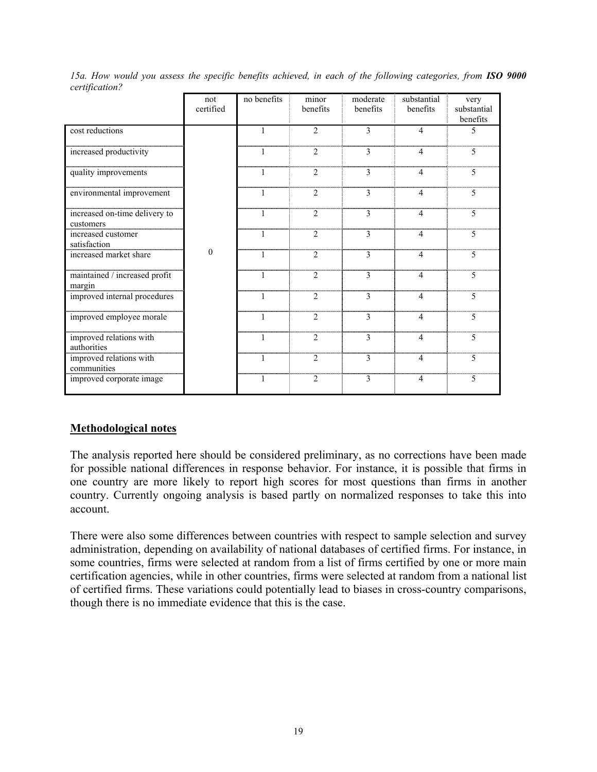*15a. How would you assess the specific benefits achieved, in each of the following categories, from* ***ISO 9000*** *certification?*

| | not certified | no benefits | minor benefits | moderate benefits | substantial benefits | very substantial benefits |
|---|---|---|---|---|---|---|
| cost reductions | | 1 | 2 | 3 | 4 | 5 |
| increased productivity | | 1 | 2 | 3 | 4 | 5 |
| quality improvements | | 1 | 2 | 3 | 4 | 5 |
| environmental improvement | | 1 | 2 | 3 | 4 | 5 |
| increased on-time delivery to customers | | 1 | 2 | 3 | 4 | 5 |
| increased customer satisfaction | | 1 | 2 | 3 | 4 | 5 |
| increased market share | 0 | 1 | 2 | 3 | 4 | 5 |
| maintained / increased profit margin | | 1 | 2 | 3 | 4 | 5 |
| improved internal procedures | | 1 | 2 | 3 | 4 | 5 |
| improved employee morale | | 1 | 2 | 3 | 4 | 5 |
| improved relations with authorities | | 1 | 2 | 3 | 4 | 5 |
| improved relations with communities | | 1 | 2 | 3 | 4 | 5 |
| improved corporate image | | 1 | 2 | 3 | 4 | 5 |

## Methodological notes

The analysis reported here should be considered preliminary, as no corrections have been made for possible national differences in response behavior. For instance, it is possible that firms in one country are more likely to report high scores for most questions than firms in another country. Currently ongoing analysis is based partly on normalized responses to take this into account.

There were also some differences between countries with respect to sample selection and survey administration, depending on availability of national databases of certified firms. For instance, in some countries, firms were selected at random from a list of firms certified by one or more main certification agencies, while in other countries, firms were selected at random from a national list of certified firms. These variations could potentially lead to biases in cross-country comparisons, though there is no immediate evidence that this is the case.